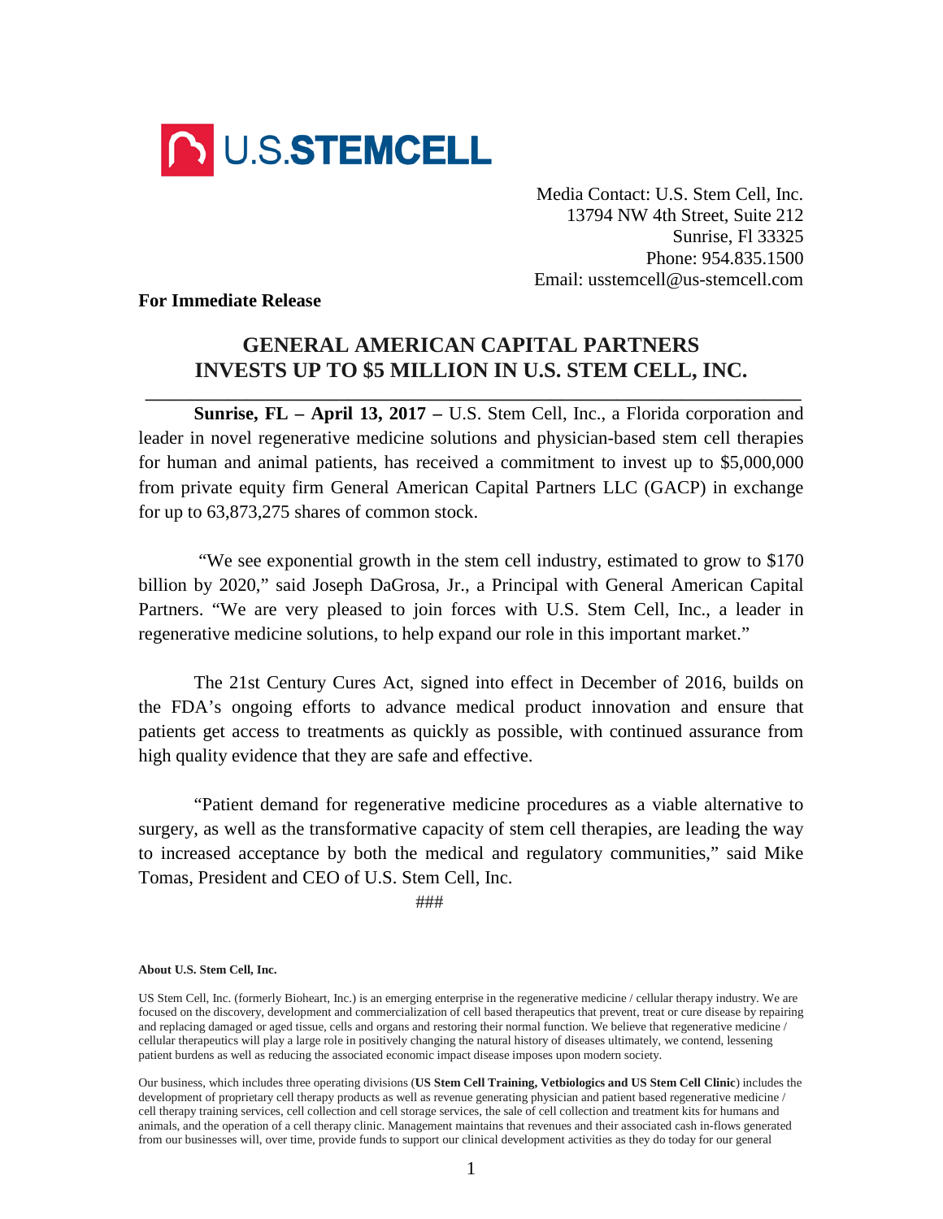U.S.STEMCELL

Media Contact: U.S. Stem Cell, Inc.
13794 NW 4th Street, Suite 212
Sunrise, Fl 33325
Phone: 954.835.1500
Email: usstemcell@us-stemcell.com

**For Immediate Release**

# GENERAL AMERICAN CAPITAL PARTNERS INVESTS UP TO $5 MILLION IN U.S. STEM CELL, INC.

**Sunrise, FL – April 13, 2017 –** U.S. Stem Cell, Inc., a Florida corporation and leader in novel regenerative medicine solutions and physician-based stem cell therapies for human and animal patients, has received a commitment to invest up to $5,000,000 from private equity firm General American Capital Partners LLC (GACP) in exchange for up to 63,873,275 shares of common stock.

"We see exponential growth in the stem cell industry, estimated to grow to $170 billion by 2020," said Joseph DaGrosa, Jr., a Principal with General American Capital Partners. "We are very pleased to join forces with U.S. Stem Cell, Inc., a leader in regenerative medicine solutions, to help expand our role in this important market."

The 21st Century Cures Act, signed into effect in December of 2016, builds on the FDA's ongoing efforts to advance medical product innovation and ensure that patients get access to treatments as quickly as possible, with continued assurance from high quality evidence that they are safe and effective.

"Patient demand for regenerative medicine procedures as a viable alternative to surgery, as well as the transformative capacity of stem cell therapies, are leading the way to increased acceptance by both the medical and regulatory communities," said Mike Tomas, President and CEO of U.S. Stem Cell, Inc.

###

**About U.S. Stem Cell, Inc.**

US Stem Cell, Inc. (formerly Bioheart, Inc.) is an emerging enterprise in the regenerative medicine / cellular therapy industry. We are focused on the discovery, development and commercialization of cell based therapeutics that prevent, treat or cure disease by repairing and replacing damaged or aged tissue, cells and organs and restoring their normal function. We believe that regenerative medicine / cellular therapeutics will play a large role in positively changing the natural history of diseases ultimately, we contend, lessening patient burdens as well as reducing the associated economic impact disease imposes upon modern society.

Our business, which includes three operating divisions (**US Stem Cell Training, Vetbiologics and US Stem Cell Clinic**) includes the development of proprietary cell therapy products as well as revenue generating physician and patient based regenerative medicine / cell therapy training services, cell collection and cell storage services, the sale of cell collection and treatment kits for humans and animals, and the operation of a cell therapy clinic. Management maintains that revenues and their associated cash in-flows generated from our businesses will, over time, provide funds to support our clinical development activities as they do today for our general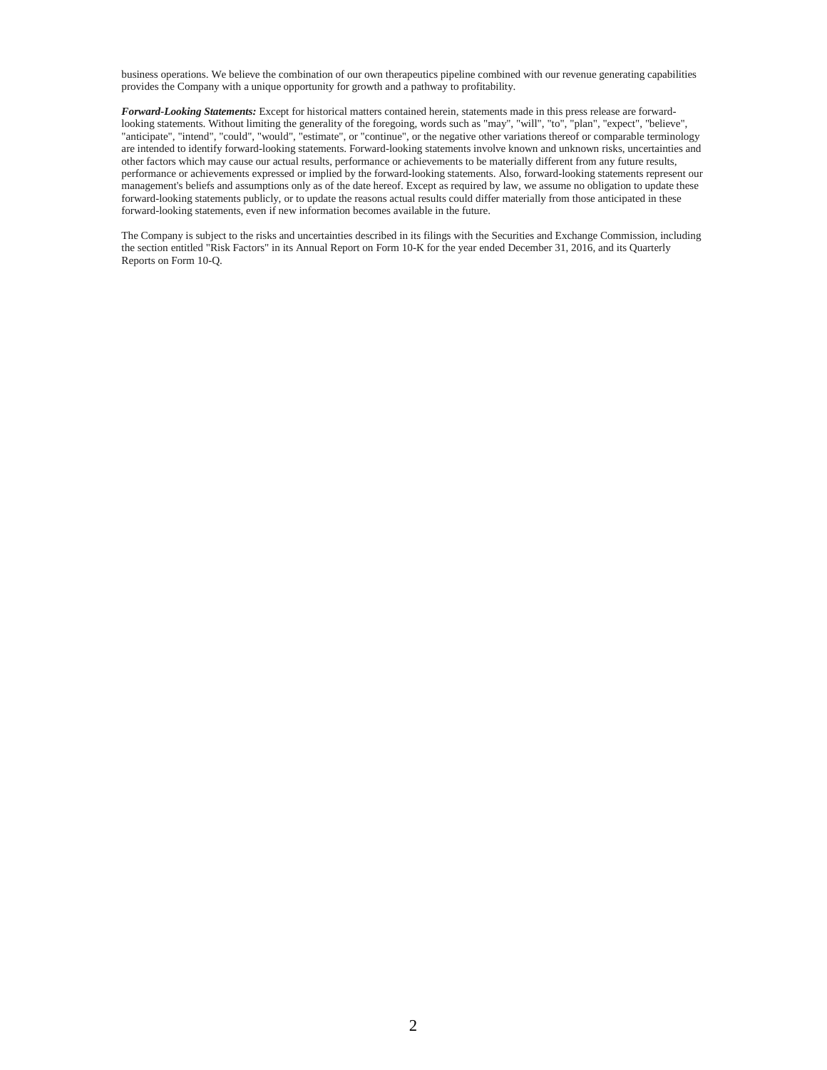business operations. We believe the combination of our own therapeutics pipeline combined with our revenue generating capabilities provides the Company with a unique opportunity for growth and a pathway to profitability.

***Forward-Looking Statements:*** Except for historical matters contained herein, statements made in this press release are forward-looking statements. Without limiting the generality of the foregoing, words such as "may", "will", "to", "plan", "expect", "believe", "anticipate", "intend", "could", "would", "estimate", or "continue", or the negative other variations thereof or comparable terminology are intended to identify forward-looking statements. Forward-looking statements involve known and unknown risks, uncertainties and other factors which may cause our actual results, performance or achievements to be materially different from any future results, performance or achievements expressed or implied by the forward-looking statements. Also, forward-looking statements represent our management's beliefs and assumptions only as of the date hereof. Except as required by law, we assume no obligation to update these forward-looking statements publicly, or to update the reasons actual results could differ materially from those anticipated in these forward-looking statements, even if new information becomes available in the future.

The Company is subject to the risks and uncertainties described in its filings with the Securities and Exchange Commission, including the section entitled "Risk Factors" in its Annual Report on Form 10-K for the year ended December 31, 2016, and its Quarterly Reports on Form 10-Q.